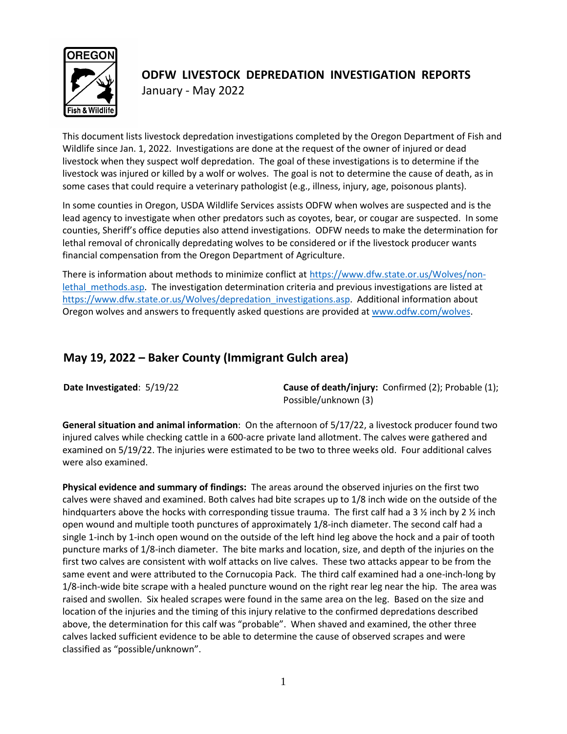# ODFW LIVESTOCK DEPREDATION INVESTIGATION REPORTS

January - May 2022

This document lists livestock depredation investigations completed by the Oregon Department of Fish and Wildlife since Jan. 1, 2022. Investigations are done at the request of the owner of injured or dead livestock when they suspect wolf depredation. The goal of these investigations is to determine if the livestock was injured or killed by a wolf or wolves. The goal is not to determine the cause of death, as in some cases that could require a veterinary pathologist (e.g., illness, injury, age, poisonous plants).

In some counties in Oregon, USDA Wildlife Services assists ODFW when wolves are suspected and is the lead agency to investigate when other predators such as coyotes, bear, or cougar are suspected. In some counties, Sheriff's office deputies also attend investigations. ODFW needs to make the determination for lethal removal of chronically depredating wolves to be considered or if the livestock producer wants financial compensation from the Oregon Department of Agriculture.

There is information about methods to minimize conflict at [https://www.dfw.state.or.us/Wolves/non-lethal_methods.asp](https://www.dfw.state.or.us/Wolves/non-lethal_methods.asp). The investigation determination criteria and previous investigations are listed at [https://www.dfw.state.or.us/Wolves/depredation_investigations.asp](https://www.dfw.state.or.us/Wolves/depredation_investigations.asp). Additional information about Oregon wolves and answers to frequently asked questions are provided at [www.odfw.com/wolves](www.odfw.com/wolves).

## May 19, 2022 – Baker County (Immigrant Gulch area)

**Date Investigated**: 5/19/22

**Cause of death/injury:** Confirmed (2); Probable (1); Possible/unknown (3)

**General situation and animal information**: On the afternoon of 5/17/22, a livestock producer found two injured calves while checking cattle in a 600-acre private land allotment. The calves were gathered and examined on 5/19/22. The injuries were estimated to be two to three weeks old. Four additional calves were also examined.

**Physical evidence and summary of findings:** The areas around the observed injuries on the first two calves were shaved and examined. Both calves had bite scrapes up to 1/8 inch wide on the outside of the hindquarters above the hocks with corresponding tissue trauma. The first calf had a 3 ½ inch by 2 ½ inch open wound and multiple tooth punctures of approximately 1/8-inch diameter. The second calf had a single 1-inch by 1-inch open wound on the outside of the left hind leg above the hock and a pair of tooth puncture marks of 1/8-inch diameter. The bite marks and location, size, and depth of the injuries on the first two calves are consistent with wolf attacks on live calves. These two attacks appear to be from the same event and were attributed to the Cornucopia Pack. The third calf examined had a one-inch-long by 1/8-inch-wide bite scrape with a healed puncture wound on the right rear leg near the hip. The area was raised and swollen. Six healed scrapes were found in the same area on the leg. Based on the size and location of the injuries and the timing of this injury relative to the confirmed depredations described above, the determination for this calf was "probable". When shaved and examined, the other three calves lacked sufficient evidence to be able to determine the cause of observed scrapes and were classified as "possible/unknown".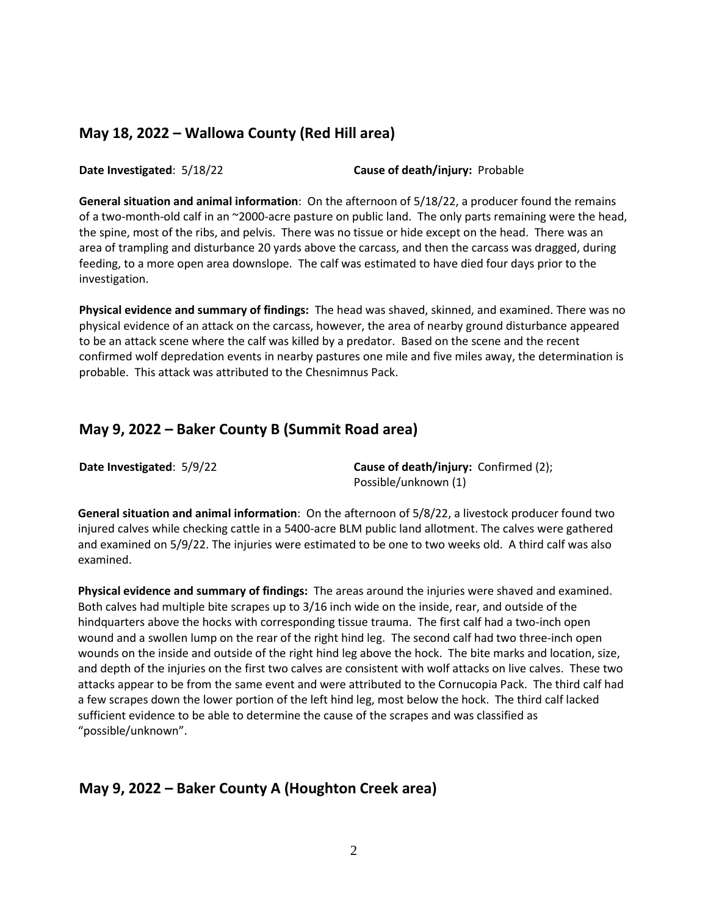## May 18, 2022 – Wallowa County (Red Hill area)

**Date Investigated**: 5/18/22 **Cause of death/injury:** Probable

**General situation and animal information**: On the afternoon of 5/18/22, a producer found the remains of a two-month-old calf in an ~2000-acre pasture on public land. The only parts remaining were the head, the spine, most of the ribs, and pelvis. There was no tissue or hide except on the head. There was an area of trampling and disturbance 20 yards above the carcass, and then the carcass was dragged, during feeding, to a more open area downslope. The calf was estimated to have died four days prior to the investigation.

**Physical evidence and summary of findings:** The head was shaved, skinned, and examined. There was no physical evidence of an attack on the carcass, however, the area of nearby ground disturbance appeared to be an attack scene where the calf was killed by a predator. Based on the scene and the recent confirmed wolf depredation events in nearby pastures one mile and five miles away, the determination is probable. This attack was attributed to the Chesnimnus Pack.

## May 9, 2022 – Baker County B (Summit Road area)

**Date Investigated**: 5/9/22 **Cause of death/injury:** Confirmed (2); Possible/unknown (1)

**General situation and animal information**: On the afternoon of 5/8/22, a livestock producer found two injured calves while checking cattle in a 5400-acre BLM public land allotment. The calves were gathered and examined on 5/9/22. The injuries were estimated to be one to two weeks old. A third calf was also examined.

**Physical evidence and summary of findings:** The areas around the injuries were shaved and examined. Both calves had multiple bite scrapes up to 3/16 inch wide on the inside, rear, and outside of the hindquarters above the hocks with corresponding tissue trauma. The first calf had a two-inch open wound and a swollen lump on the rear of the right hind leg. The second calf had two three-inch open wounds on the inside and outside of the right hind leg above the hock. The bite marks and location, size, and depth of the injuries on the first two calves are consistent with wolf attacks on live calves. These two attacks appear to be from the same event and were attributed to the Cornucopia Pack. The third calf had a few scrapes down the lower portion of the left hind leg, most below the hock. The third calf lacked sufficient evidence to be able to determine the cause of the scrapes and was classified as "possible/unknown".

## May 9, 2022 – Baker County A (Houghton Creek area)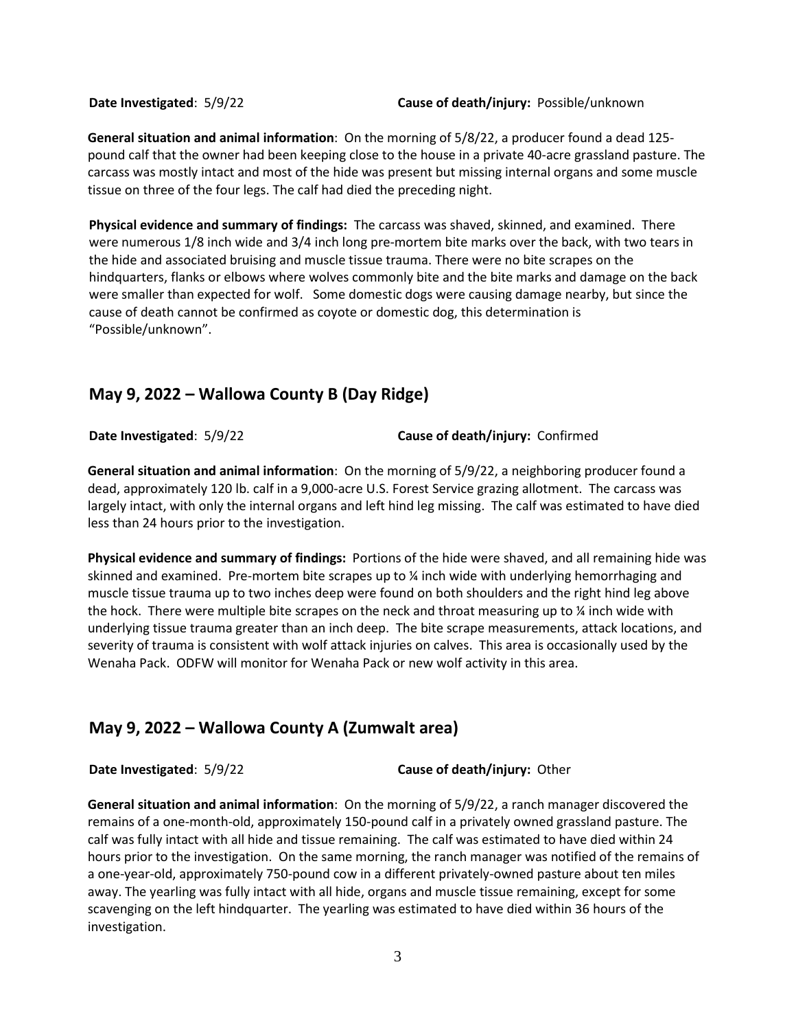**Date Investigated**: 5/9/22 **Cause of death/injury:** Possible/unknown

**General situation and animal information**: On the morning of 5/8/22, a producer found a dead 125-pound calf that the owner had been keeping close to the house in a private 40-acre grassland pasture. The carcass was mostly intact and most of the hide was present but missing internal organs and some muscle tissue on three of the four legs. The calf had died the preceding night.

**Physical evidence and summary of findings:** The carcass was shaved, skinned, and examined. There were numerous 1/8 inch wide and 3/4 inch long pre-mortem bite marks over the back, with two tears in the hide and associated bruising and muscle tissue trauma. There were no bite scrapes on the hindquarters, flanks or elbows where wolves commonly bite and the bite marks and damage on the back were smaller than expected for wolf. Some domestic dogs were causing damage nearby, but since the cause of death cannot be confirmed as coyote or domestic dog, this determination is "Possible/unknown".

## May 9, 2022 – Wallowa County B (Day Ridge)

**Date Investigated**: 5/9/22 **Cause of death/injury:** Confirmed

**General situation and animal information**: On the morning of 5/9/22, a neighboring producer found a dead, approximately 120 lb. calf in a 9,000-acre U.S. Forest Service grazing allotment. The carcass was largely intact, with only the internal organs and left hind leg missing. The calf was estimated to have died less than 24 hours prior to the investigation.

**Physical evidence and summary of findings:** Portions of the hide were shaved, and all remaining hide was skinned and examined. Pre-mortem bite scrapes up to ¼ inch wide with underlying hemorrhaging and muscle tissue trauma up to two inches deep were found on both shoulders and the right hind leg above the hock. There were multiple bite scrapes on the neck and throat measuring up to ¼ inch wide with underlying tissue trauma greater than an inch deep. The bite scrape measurements, attack locations, and severity of trauma is consistent with wolf attack injuries on calves. This area is occasionally used by the Wenaha Pack. ODFW will monitor for Wenaha Pack or new wolf activity in this area.

## May 9, 2022 – Wallowa County A (Zumwalt area)

**Date Investigated**: 5/9/22 **Cause of death/injury:** Other

**General situation and animal information**: On the morning of 5/9/22, a ranch manager discovered the remains of a one-month-old, approximately 150-pound calf in a privately owned grassland pasture. The calf was fully intact with all hide and tissue remaining. The calf was estimated to have died within 24 hours prior to the investigation. On the same morning, the ranch manager was notified of the remains of a one-year-old, approximately 750-pound cow in a different privately-owned pasture about ten miles away. The yearling was fully intact with all hide, organs and muscle tissue remaining, except for some scavenging on the left hindquarter. The yearling was estimated to have died within 36 hours of the investigation.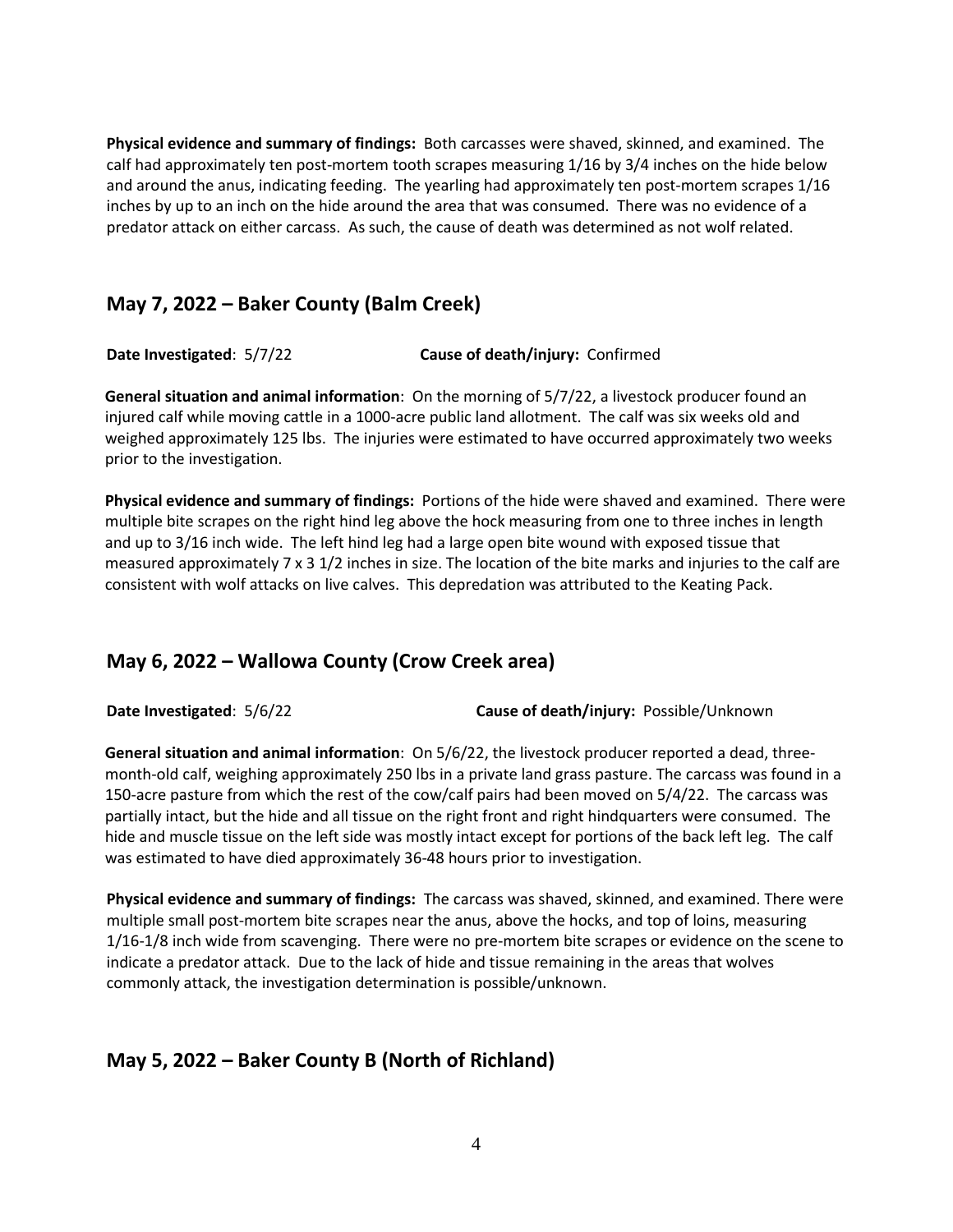**Physical evidence and summary of findings:** Both carcasses were shaved, skinned, and examined. The calf had approximately ten post-mortem tooth scrapes measuring 1/16 by 3/4 inches on the hide below and around the anus, indicating feeding. The yearling had approximately ten post-mortem scrapes 1/16 inches by up to an inch on the hide around the area that was consumed. There was no evidence of a predator attack on either carcass. As such, the cause of death was determined as not wolf related.

## May 7, 2022 – Baker County (Balm Creek)

**Date Investigated**: 5/7/22 **Cause of death/injury:** Confirmed

**General situation and animal information**: On the morning of 5/7/22, a livestock producer found an injured calf while moving cattle in a 1000-acre public land allotment. The calf was six weeks old and weighed approximately 125 lbs. The injuries were estimated to have occurred approximately two weeks prior to the investigation.

**Physical evidence and summary of findings:** Portions of the hide were shaved and examined. There were multiple bite scrapes on the right hind leg above the hock measuring from one to three inches in length and up to 3/16 inch wide. The left hind leg had a large open bite wound with exposed tissue that measured approximately 7 x 3 1/2 inches in size. The location of the bite marks and injuries to the calf are consistent with wolf attacks on live calves. This depredation was attributed to the Keating Pack.

## May 6, 2022 – Wallowa County (Crow Creek area)

**Date Investigated**: 5/6/22 **Cause of death/injury:** Possible/Unknown

**General situation and animal information**: On 5/6/22, the livestock producer reported a dead, three-month-old calf, weighing approximately 250 lbs in a private land grass pasture. The carcass was found in a 150-acre pasture from which the rest of the cow/calf pairs had been moved on 5/4/22. The carcass was partially intact, but the hide and all tissue on the right front and right hindquarters were consumed. The hide and muscle tissue on the left side was mostly intact except for portions of the back left leg. The calf was estimated to have died approximately 36-48 hours prior to investigation.

**Physical evidence and summary of findings:** The carcass was shaved, skinned, and examined. There were multiple small post-mortem bite scrapes near the anus, above the hocks, and top of loins, measuring 1/16-1/8 inch wide from scavenging. There were no pre-mortem bite scrapes or evidence on the scene to indicate a predator attack. Due to the lack of hide and tissue remaining in the areas that wolves commonly attack, the investigation determination is possible/unknown.

## May 5, 2022 – Baker County B (North of Richland)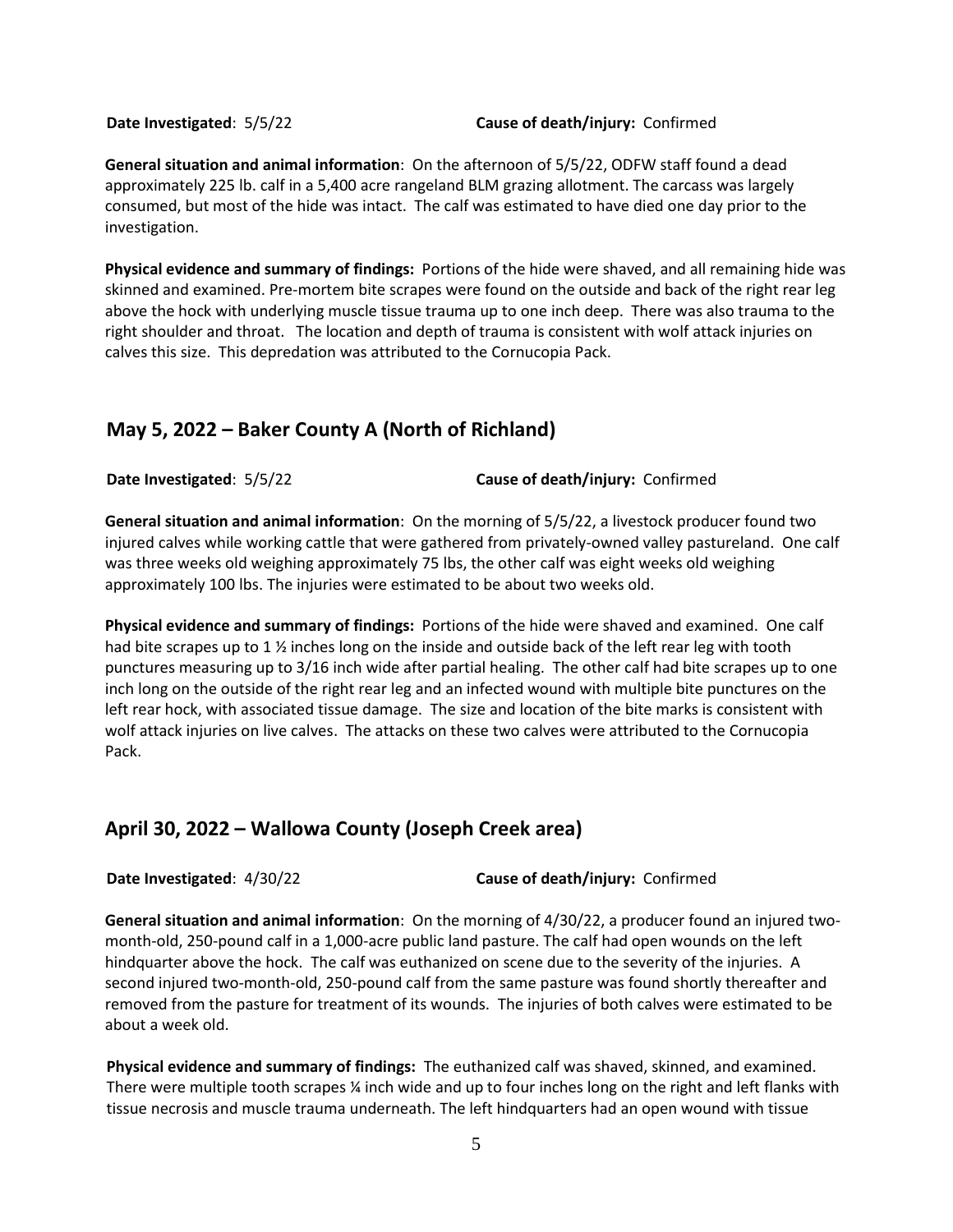**Date Investigated**: 5/5/22 **Cause of death/injury:** Confirmed

**General situation and animal information**: On the afternoon of 5/5/22, ODFW staff found a dead approximately 225 lb. calf in a 5,400 acre rangeland BLM grazing allotment. The carcass was largely consumed, but most of the hide was intact. The calf was estimated to have died one day prior to the investigation.

**Physical evidence and summary of findings:** Portions of the hide were shaved, and all remaining hide was skinned and examined. Pre-mortem bite scrapes were found on the outside and back of the right rear leg above the hock with underlying muscle tissue trauma up to one inch deep. There was also trauma to the right shoulder and throat. The location and depth of trauma is consistent with wolf attack injuries on calves this size. This depredation was attributed to the Cornucopia Pack.

## May 5, 2022 – Baker County A (North of Richland)

**Date Investigated**: 5/5/22 **Cause of death/injury:** Confirmed

**General situation and animal information**: On the morning of 5/5/22, a livestock producer found two injured calves while working cattle that were gathered from privately-owned valley pastureland. One calf was three weeks old weighing approximately 75 lbs, the other calf was eight weeks old weighing approximately 100 lbs. The injuries were estimated to be about two weeks old.

**Physical evidence and summary of findings:** Portions of the hide were shaved and examined. One calf had bite scrapes up to 1 ½ inches long on the inside and outside back of the left rear leg with tooth punctures measuring up to 3/16 inch wide after partial healing. The other calf had bite scrapes up to one inch long on the outside of the right rear leg and an infected wound with multiple bite punctures on the left rear hock, with associated tissue damage. The size and location of the bite marks is consistent with wolf attack injuries on live calves. The attacks on these two calves were attributed to the Cornucopia Pack.

## April 30, 2022 – Wallowa County (Joseph Creek area)

**Date Investigated**: 4/30/22 **Cause of death/injury:** Confirmed

**General situation and animal information**: On the morning of 4/30/22, a producer found an injured two-month-old, 250-pound calf in a 1,000-acre public land pasture. The calf had open wounds on the left hindquarter above the hock. The calf was euthanized on scene due to the severity of the injuries. A second injured two-month-old, 250-pound calf from the same pasture was found shortly thereafter and removed from the pasture for treatment of its wounds. The injuries of both calves were estimated to be about a week old.

**Physical evidence and summary of findings:** The euthanized calf was shaved, skinned, and examined. There were multiple tooth scrapes ¼ inch wide and up to four inches long on the right and left flanks with tissue necrosis and muscle trauma underneath. The left hindquarters had an open wound with tissue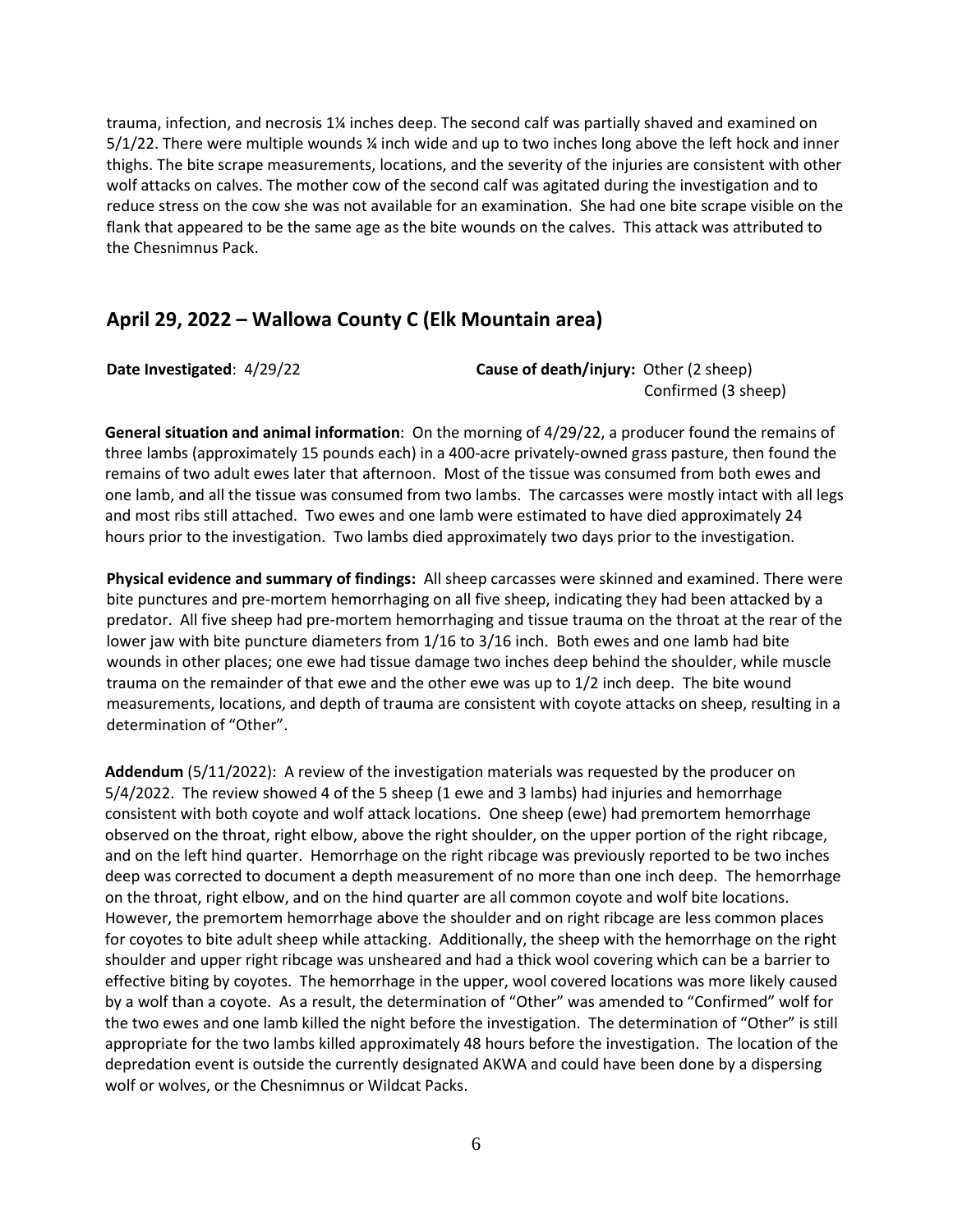trauma, infection, and necrosis 1¼ inches deep. The second calf was partially shaved and examined on 5/1/22. There were multiple wounds ¼ inch wide and up to two inches long above the left hock and inner thighs. The bite scrape measurements, locations, and the severity of the injuries are consistent with other wolf attacks on calves. The mother cow of the second calf was agitated during the investigation and to reduce stress on the cow she was not available for an examination. She had one bite scrape visible on the flank that appeared to be the same age as the bite wounds on the calves. This attack was attributed to the Chesnimnus Pack.

## April 29, 2022 – Wallowa County C (Elk Mountain area)

**Date Investigated**: 4/29/22 **Cause of death/injury:** Other (2 sheep)
Confirmed (3 sheep)

**General situation and animal information**: On the morning of 4/29/22, a producer found the remains of three lambs (approximately 15 pounds each) in a 400-acre privately-owned grass pasture, then found the remains of two adult ewes later that afternoon. Most of the tissue was consumed from both ewes and one lamb, and all the tissue was consumed from two lambs. The carcasses were mostly intact with all legs and most ribs still attached. Two ewes and one lamb were estimated to have died approximately 24 hours prior to the investigation. Two lambs died approximately two days prior to the investigation.

**Physical evidence and summary of findings:** All sheep carcasses were skinned and examined. There were bite punctures and pre-mortem hemorrhaging on all five sheep, indicating they had been attacked by a predator. All five sheep had pre-mortem hemorrhaging and tissue trauma on the throat at the rear of the lower jaw with bite puncture diameters from 1/16 to 3/16 inch. Both ewes and one lamb had bite wounds in other places; one ewe had tissue damage two inches deep behind the shoulder, while muscle trauma on the remainder of that ewe and the other ewe was up to 1/2 inch deep. The bite wound measurements, locations, and depth of trauma are consistent with coyote attacks on sheep, resulting in a determination of "Other".

**Addendum** (5/11/2022): A review of the investigation materials was requested by the producer on 5/4/2022. The review showed 4 of the 5 sheep (1 ewe and 3 lambs) had injuries and hemorrhage consistent with both coyote and wolf attack locations. One sheep (ewe) had premortem hemorrhage observed on the throat, right elbow, above the right shoulder, on the upper portion of the right ribcage, and on the left hind quarter. Hemorrhage on the right ribcage was previously reported to be two inches deep was corrected to document a depth measurement of no more than one inch deep. The hemorrhage on the throat, right elbow, and on the hind quarter are all common coyote and wolf bite locations. However, the premortem hemorrhage above the shoulder and on right ribcage are less common places for coyotes to bite adult sheep while attacking. Additionally, the sheep with the hemorrhage on the right shoulder and upper right ribcage was unsheared and had a thick wool covering which can be a barrier to effective biting by coyotes. The hemorrhage in the upper, wool covered locations was more likely caused by a wolf than a coyote. As a result, the determination of "Other" was amended to "Confirmed" wolf for the two ewes and one lamb killed the night before the investigation. The determination of "Other" is still appropriate for the two lambs killed approximately 48 hours before the investigation. The location of the depredation event is outside the currently designated AKWA and could have been done by a dispersing wolf or wolves, or the Chesnimnus or Wildcat Packs.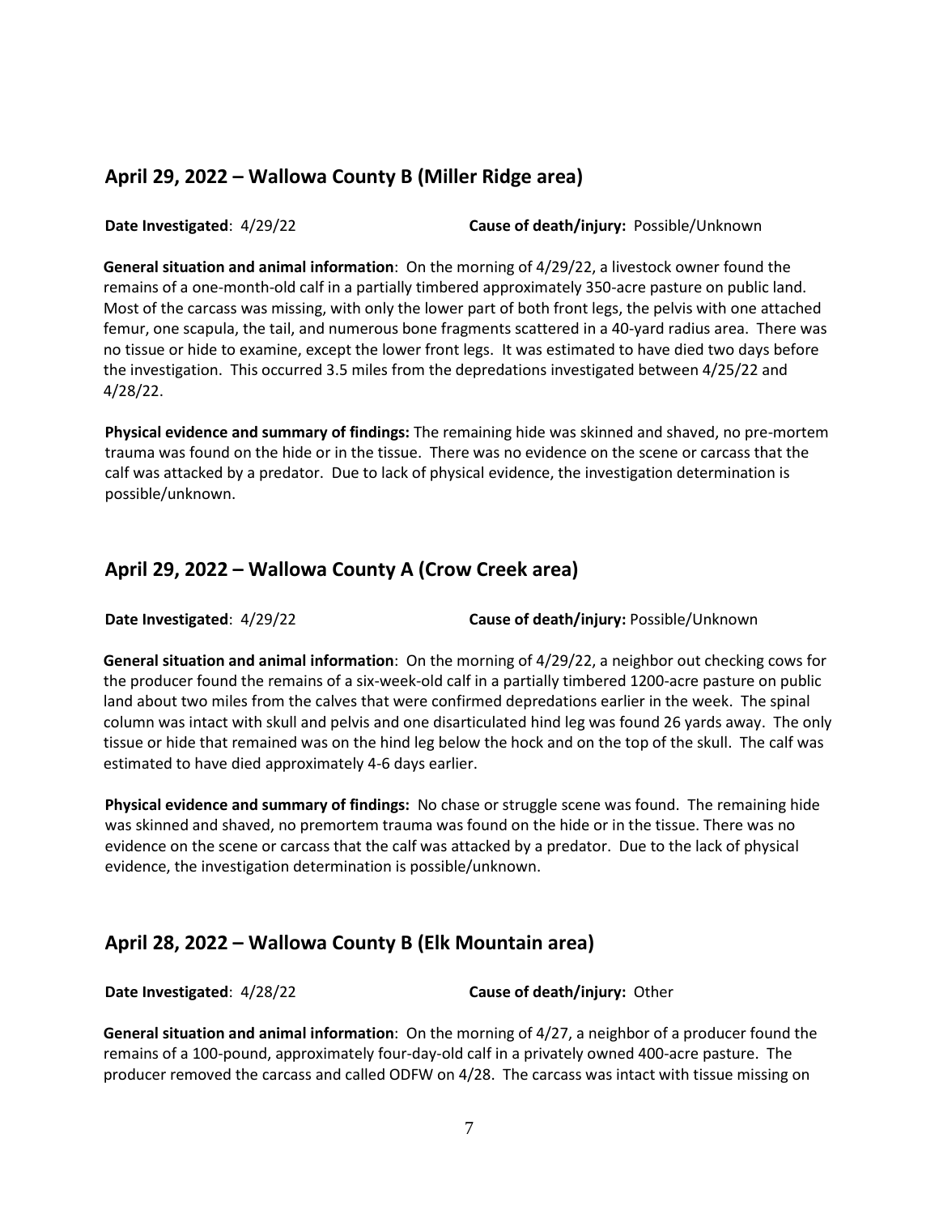## April 29, 2022 – Wallowa County B (Miller Ridge area)

**Date Investigated**: 4/29/22 **Cause of death/injury:** Possible/Unknown

**General situation and animal information**: On the morning of 4/29/22, a livestock owner found the remains of a one-month-old calf in a partially timbered approximately 350-acre pasture on public land. Most of the carcass was missing, with only the lower part of both front legs, the pelvis with one attached femur, one scapula, the tail, and numerous bone fragments scattered in a 40-yard radius area. There was no tissue or hide to examine, except the lower front legs. It was estimated to have died two days before the investigation. This occurred 3.5 miles from the depredations investigated between 4/25/22 and 4/28/22.

**Physical evidence and summary of findings:** The remaining hide was skinned and shaved, no pre-mortem trauma was found on the hide or in the tissue. There was no evidence on the scene or carcass that the calf was attacked by a predator. Due to lack of physical evidence, the investigation determination is possible/unknown.

## April 29, 2022 – Wallowa County A (Crow Creek area)

**Date Investigated**: 4/29/22 **Cause of death/injury:** Possible/Unknown

**General situation and animal information**: On the morning of 4/29/22, a neighbor out checking cows for the producer found the remains of a six-week-old calf in a partially timbered 1200-acre pasture on public land about two miles from the calves that were confirmed depredations earlier in the week. The spinal column was intact with skull and pelvis and one disarticulated hind leg was found 26 yards away. The only tissue or hide that remained was on the hind leg below the hock and on the top of the skull. The calf was estimated to have died approximately 4-6 days earlier.

**Physical evidence and summary of findings:** No chase or struggle scene was found. The remaining hide was skinned and shaved, no premortem trauma was found on the hide or in the tissue. There was no evidence on the scene or carcass that the calf was attacked by a predator. Due to the lack of physical evidence, the investigation determination is possible/unknown.

## April 28, 2022 – Wallowa County B (Elk Mountain area)

**Date Investigated**: 4/28/22 **Cause of death/injury:** Other

**General situation and animal information**: On the morning of 4/27, a neighbor of a producer found the remains of a 100-pound, approximately four-day-old calf in a privately owned 400-acre pasture. The producer removed the carcass and called ODFW on 4/28. The carcass was intact with tissue missing on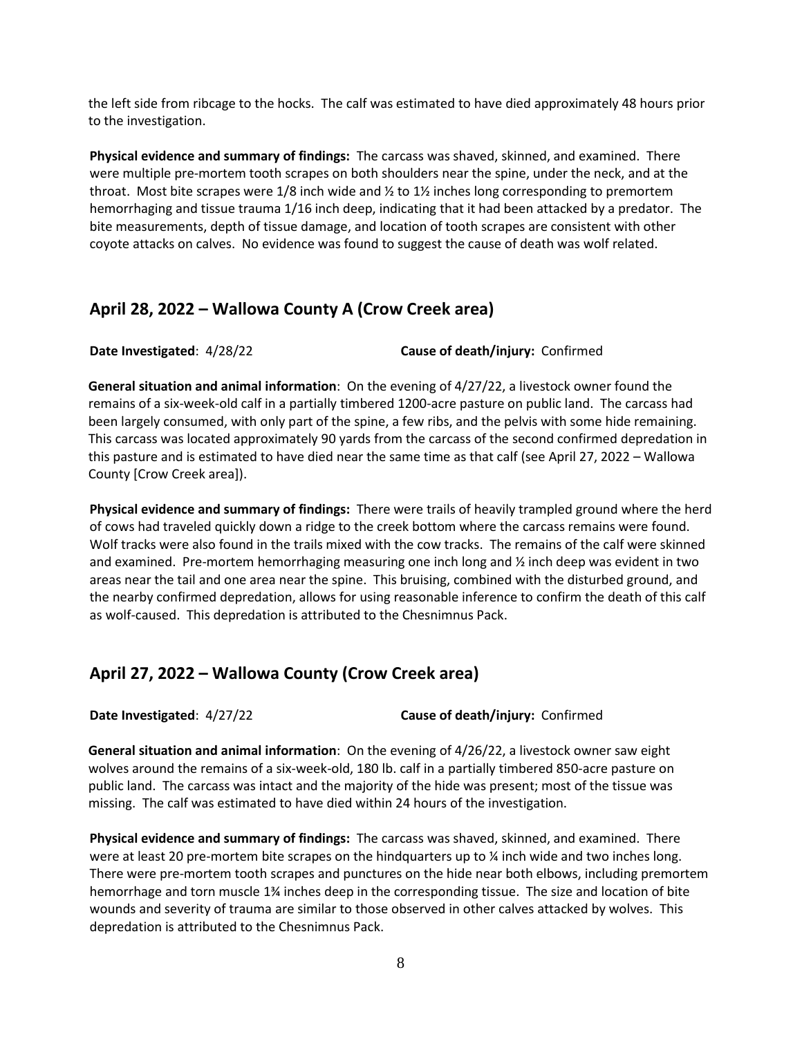the left side from ribcage to the hocks. The calf was estimated to have died approximately 48 hours prior to the investigation.

**Physical evidence and summary of findings:** The carcass was shaved, skinned, and examined. There were multiple pre-mortem tooth scrapes on both shoulders near the spine, under the neck, and at the throat. Most bite scrapes were 1/8 inch wide and ½ to 1½ inches long corresponding to premortem hemorrhaging and tissue trauma 1/16 inch deep, indicating that it had been attacked by a predator. The bite measurements, depth of tissue damage, and location of tooth scrapes are consistent with other coyote attacks on calves. No evidence was found to suggest the cause of death was wolf related.

## April 28, 2022 – Wallowa County A (Crow Creek area)

**Date Investigated**: 4/28/22 **Cause of death/injury:** Confirmed

**General situation and animal information**: On the evening of 4/27/22, a livestock owner found the remains of a six-week-old calf in a partially timbered 1200-acre pasture on public land. The carcass had been largely consumed, with only part of the spine, a few ribs, and the pelvis with some hide remaining. This carcass was located approximately 90 yards from the carcass of the second confirmed depredation in this pasture and is estimated to have died near the same time as that calf (see April 27, 2022 – Wallowa County [Crow Creek area]).

**Physical evidence and summary of findings:** There were trails of heavily trampled ground where the herd of cows had traveled quickly down a ridge to the creek bottom where the carcass remains were found. Wolf tracks were also found in the trails mixed with the cow tracks. The remains of the calf were skinned and examined. Pre-mortem hemorrhaging measuring one inch long and ½ inch deep was evident in two areas near the tail and one area near the spine. This bruising, combined with the disturbed ground, and the nearby confirmed depredation, allows for using reasonable inference to confirm the death of this calf as wolf-caused. This depredation is attributed to the Chesnimnus Pack.

## April 27, 2022 – Wallowa County (Crow Creek area)

**Date Investigated**: 4/27/22 **Cause of death/injury:** Confirmed

**General situation and animal information**: On the evening of 4/26/22, a livestock owner saw eight wolves around the remains of a six-week-old, 180 lb. calf in a partially timbered 850-acre pasture on public land. The carcass was intact and the majority of the hide was present; most of the tissue was missing. The calf was estimated to have died within 24 hours of the investigation.

**Physical evidence and summary of findings:** The carcass was shaved, skinned, and examined. There were at least 20 pre-mortem bite scrapes on the hindquarters up to ¼ inch wide and two inches long. There were pre-mortem tooth scrapes and punctures on the hide near both elbows, including premortem hemorrhage and torn muscle 1¾ inches deep in the corresponding tissue. The size and location of bite wounds and severity of trauma are similar to those observed in other calves attacked by wolves. This depredation is attributed to the Chesnimnus Pack.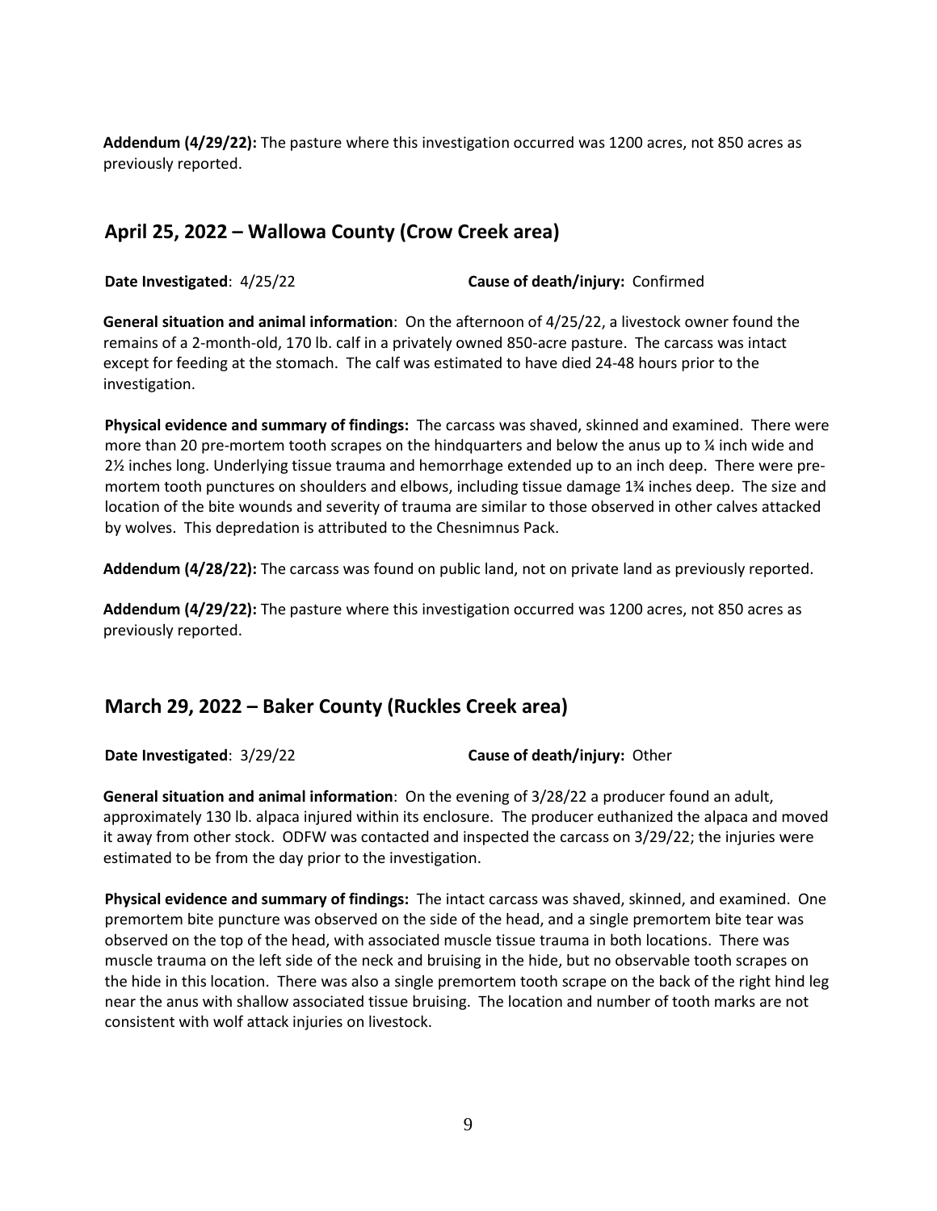**Addendum (4/29/22):** The pasture where this investigation occurred was 1200 acres, not 850 acres as previously reported.

## April 25, 2022 – Wallowa County (Crow Creek area)

**Date Investigated**: 4/25/22 **Cause of death/injury:** Confirmed

**General situation and animal information**: On the afternoon of 4/25/22, a livestock owner found the remains of a 2-month-old, 170 lb. calf in a privately owned 850-acre pasture. The carcass was intact except for feeding at the stomach. The calf was estimated to have died 24-48 hours prior to the investigation.

**Physical evidence and summary of findings:** The carcass was shaved, skinned and examined. There were more than 20 pre-mortem tooth scrapes on the hindquarters and below the anus up to ¼ inch wide and 2½ inches long. Underlying tissue trauma and hemorrhage extended up to an inch deep. There were pre-mortem tooth punctures on shoulders and elbows, including tissue damage 1¾ inches deep. The size and location of the bite wounds and severity of trauma are similar to those observed in other calves attacked by wolves. This depredation is attributed to the Chesnimnus Pack.

**Addendum (4/28/22):** The carcass was found on public land, not on private land as previously reported.

**Addendum (4/29/22):** The pasture where this investigation occurred was 1200 acres, not 850 acres as previously reported.

## March 29, 2022 – Baker County (Ruckles Creek area)

**Date Investigated**: 3/29/22 **Cause of death/injury:** Other

**General situation and animal information**: On the evening of 3/28/22 a producer found an adult, approximately 130 lb. alpaca injured within its enclosure. The producer euthanized the alpaca and moved it away from other stock. ODFW was contacted and inspected the carcass on 3/29/22; the injuries were estimated to be from the day prior to the investigation.

**Physical evidence and summary of findings:** The intact carcass was shaved, skinned, and examined. One premortem bite puncture was observed on the side of the head, and a single premortem bite tear was observed on the top of the head, with associated muscle tissue trauma in both locations. There was muscle trauma on the left side of the neck and bruising in the hide, but no observable tooth scrapes on the hide in this location. There was also a single premortem tooth scrape on the back of the right hind leg near the anus with shallow associated tissue bruising. The location and number of tooth marks are not consistent with wolf attack injuries on livestock.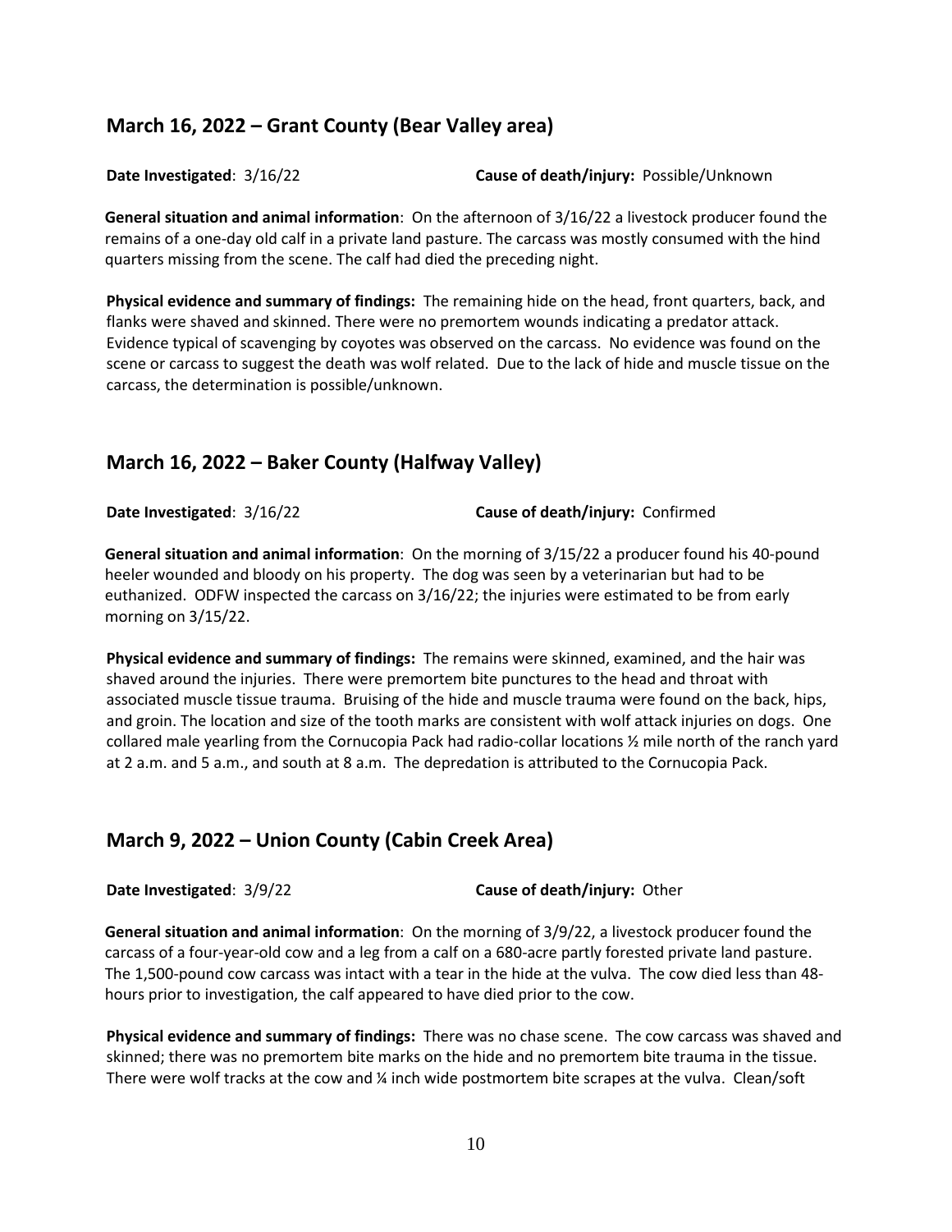## March 16, 2022 – Grant County (Bear Valley area)

**Date Investigated**: 3/16/22 **Cause of death/injury:** Possible/Unknown

**General situation and animal information**: On the afternoon of 3/16/22 a livestock producer found the remains of a one-day old calf in a private land pasture. The carcass was mostly consumed with the hind quarters missing from the scene. The calf had died the preceding night.

**Physical evidence and summary of findings:** The remaining hide on the head, front quarters, back, and flanks were shaved and skinned. There were no premortem wounds indicating a predator attack. Evidence typical of scavenging by coyotes was observed on the carcass. No evidence was found on the scene or carcass to suggest the death was wolf related. Due to the lack of hide and muscle tissue on the carcass, the determination is possible/unknown.

## March 16, 2022 – Baker County (Halfway Valley)

**Date Investigated**: 3/16/22 **Cause of death/injury:** Confirmed

**General situation and animal information**: On the morning of 3/15/22 a producer found his 40-pound heeler wounded and bloody on his property. The dog was seen by a veterinarian but had to be euthanized. ODFW inspected the carcass on 3/16/22; the injuries were estimated to be from early morning on 3/15/22.

**Physical evidence and summary of findings:** The remains were skinned, examined, and the hair was shaved around the injuries. There were premortem bite punctures to the head and throat with associated muscle tissue trauma. Bruising of the hide and muscle trauma were found on the back, hips, and groin. The location and size of the tooth marks are consistent with wolf attack injuries on dogs. One collared male yearling from the Cornucopia Pack had radio-collar locations ½ mile north of the ranch yard at 2 a.m. and 5 a.m., and south at 8 a.m. The depredation is attributed to the Cornucopia Pack.

## March 9, 2022 – Union County (Cabin Creek Area)

**Date Investigated**: 3/9/22 **Cause of death/injury:** Other

**General situation and animal information**: On the morning of 3/9/22, a livestock producer found the carcass of a four-year-old cow and a leg from a calf on a 680-acre partly forested private land pasture. The 1,500-pound cow carcass was intact with a tear in the hide at the vulva. The cow died less than 48-hours prior to investigation, the calf appeared to have died prior to the cow.

**Physical evidence and summary of findings:** There was no chase scene. The cow carcass was shaved and skinned; there was no premortem bite marks on the hide and no premortem bite trauma in the tissue. There were wolf tracks at the cow and ¼ inch wide postmortem bite scrapes at the vulva. Clean/soft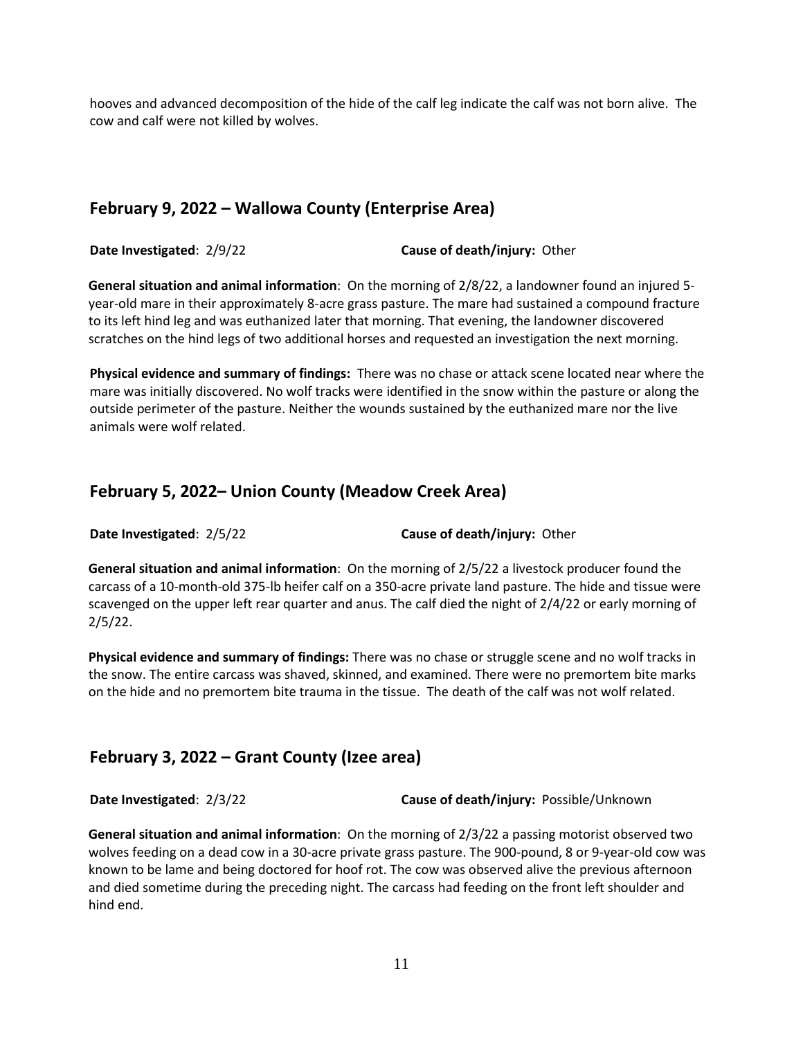hooves and advanced decomposition of the hide of the calf leg indicate the calf was not born alive. The cow and calf were not killed by wolves.

## February 9, 2022 – Wallowa County (Enterprise Area)

**Date Investigated**: 2/9/22 **Cause of death/injury:** Other

**General situation and animal information**: On the morning of 2/8/22, a landowner found an injured 5-year-old mare in their approximately 8-acre grass pasture. The mare had sustained a compound fracture to its left hind leg and was euthanized later that morning. That evening, the landowner discovered scratches on the hind legs of two additional horses and requested an investigation the next morning.

**Physical evidence and summary of findings:** There was no chase or attack scene located near where the mare was initially discovered. No wolf tracks were identified in the snow within the pasture or along the outside perimeter of the pasture. Neither the wounds sustained by the euthanized mare nor the live animals were wolf related.

## February 5, 2022– Union County (Meadow Creek Area)

**Date Investigated**: 2/5/22 **Cause of death/injury:** Other

**General situation and animal information**: On the morning of 2/5/22 a livestock producer found the carcass of a 10-month-old 375-lb heifer calf on a 350-acre private land pasture. The hide and tissue were scavenged on the upper left rear quarter and anus. The calf died the night of 2/4/22 or early morning of 2/5/22.

**Physical evidence and summary of findings:** There was no chase or struggle scene and no wolf tracks in the snow. The entire carcass was shaved, skinned, and examined. There were no premortem bite marks on the hide and no premortem bite trauma in the tissue. The death of the calf was not wolf related.

## February 3, 2022 – Grant County (Izee area)

**Date Investigated**: 2/3/22 **Cause of death/injury:** Possible/Unknown

**General situation and animal information**: On the morning of 2/3/22 a passing motorist observed two wolves feeding on a dead cow in a 30-acre private grass pasture. The 900-pound, 8 or 9-year-old cow was known to be lame and being doctored for hoof rot. The cow was observed alive the previous afternoon and died sometime during the preceding night. The carcass had feeding on the front left shoulder and hind end.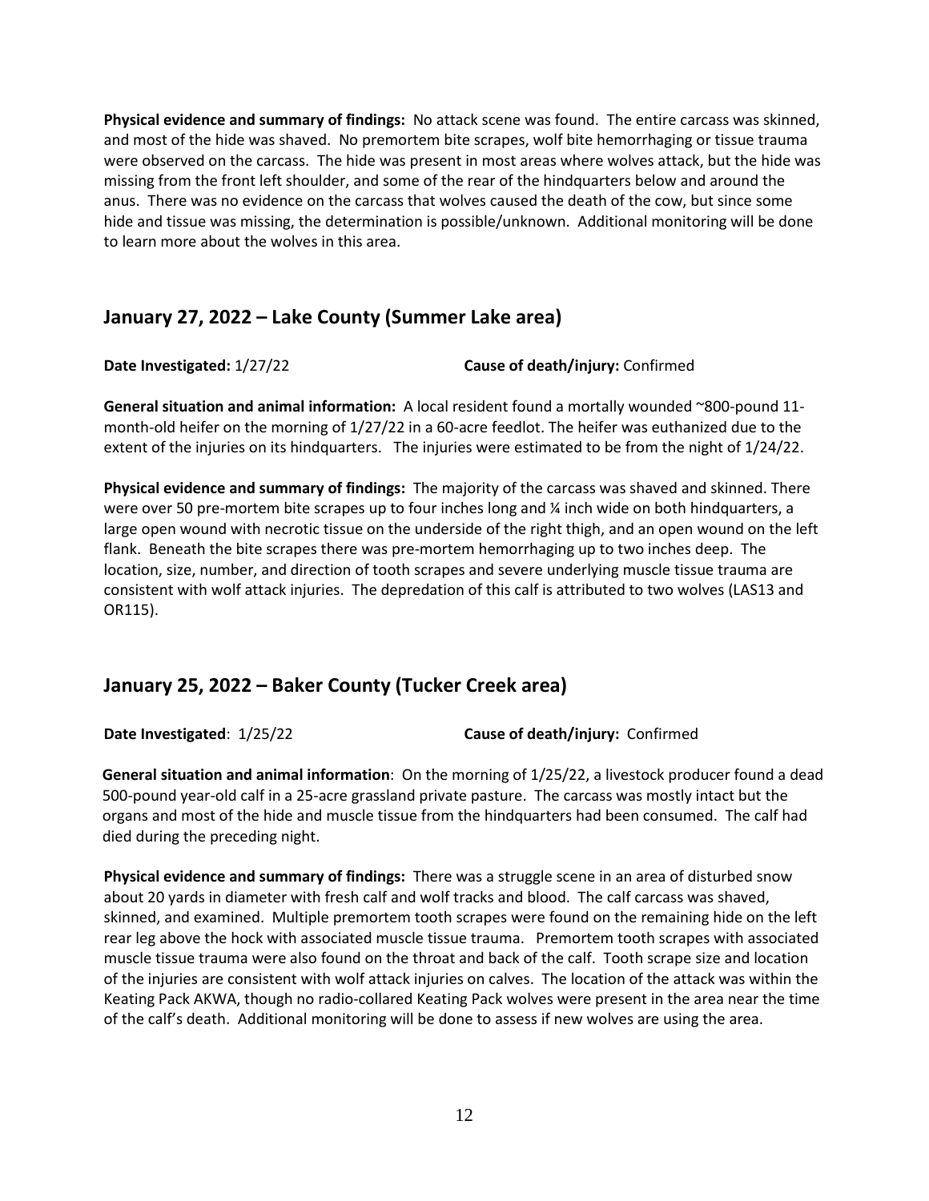**Physical evidence and summary of findings:** No attack scene was found. The entire carcass was skinned, and most of the hide was shaved. No premortem bite scrapes, wolf bite hemorrhaging or tissue trauma were observed on the carcass. The hide was present in most areas where wolves attack, but the hide was missing from the front left shoulder, and some of the rear of the hindquarters below and around the anus. There was no evidence on the carcass that wolves caused the death of the cow, but since some hide and tissue was missing, the determination is possible/unknown. Additional monitoring will be done to learn more about the wolves in this area.

## January 27, 2022 – Lake County (Summer Lake area)

**Date Investigated:** 1/27/22 **Cause of death/injury:** Confirmed

**General situation and animal information:** A local resident found a mortally wounded ~800-pound 11-month-old heifer on the morning of 1/27/22 in a 60-acre feedlot. The heifer was euthanized due to the extent of the injuries on its hindquarters. The injuries were estimated to be from the night of 1/24/22.

**Physical evidence and summary of findings:** The majority of the carcass was shaved and skinned. There were over 50 pre-mortem bite scrapes up to four inches long and ¼ inch wide on both hindquarters, a large open wound with necrotic tissue on the underside of the right thigh, and an open wound on the left flank. Beneath the bite scrapes there was pre-mortem hemorrhaging up to two inches deep. The location, size, number, and direction of tooth scrapes and severe underlying muscle tissue trauma are consistent with wolf attack injuries. The depredation of this calf is attributed to two wolves (LAS13 and OR115).

## January 25, 2022 – Baker County (Tucker Creek area)

**Date Investigated**: 1/25/22 **Cause of death/injury:** Confirmed

**General situation and animal information**: On the morning of 1/25/22, a livestock producer found a dead 500-pound year-old calf in a 25-acre grassland private pasture. The carcass was mostly intact but the organs and most of the hide and muscle tissue from the hindquarters had been consumed. The calf had died during the preceding night.

**Physical evidence and summary of findings:** There was a struggle scene in an area of disturbed snow about 20 yards in diameter with fresh calf and wolf tracks and blood. The calf carcass was shaved, skinned, and examined. Multiple premortem tooth scrapes were found on the remaining hide on the left rear leg above the hock with associated muscle tissue trauma. Premortem tooth scrapes with associated muscle tissue trauma were also found on the throat and back of the calf. Tooth scrape size and location of the injuries are consistent with wolf attack injuries on calves. The location of the attack was within the Keating Pack AKWA, though no radio-collared Keating Pack wolves were present in the area near the time of the calf's death. Additional monitoring will be done to assess if new wolves are using the area.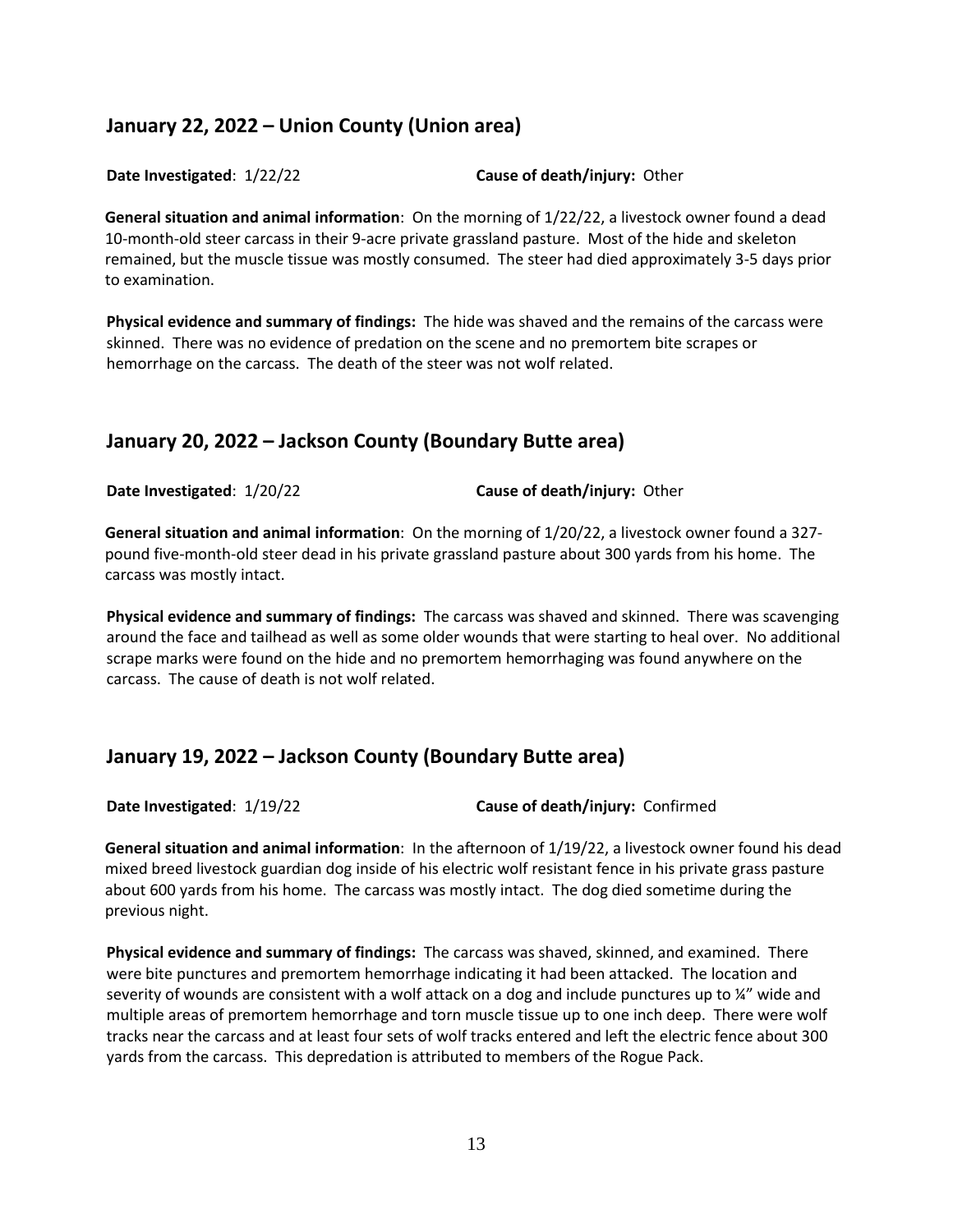## January 22, 2022 – Union County (Union area)

**Date Investigated**: 1/22/22 **Cause of death/injury:** Other

**General situation and animal information**: On the morning of 1/22/22, a livestock owner found a dead 10-month-old steer carcass in their 9-acre private grassland pasture. Most of the hide and skeleton remained, but the muscle tissue was mostly consumed. The steer had died approximately 3-5 days prior to examination.

**Physical evidence and summary of findings:** The hide was shaved and the remains of the carcass were skinned. There was no evidence of predation on the scene and no premortem bite scrapes or hemorrhage on the carcass. The death of the steer was not wolf related.

## January 20, 2022 – Jackson County (Boundary Butte area)

**Date Investigated**: 1/20/22 **Cause of death/injury:** Other

**General situation and animal information**: On the morning of 1/20/22, a livestock owner found a 327-pound five-month-old steer dead in his private grassland pasture about 300 yards from his home. The carcass was mostly intact.

**Physical evidence and summary of findings:** The carcass was shaved and skinned. There was scavenging around the face and tailhead as well as some older wounds that were starting to heal over. No additional scrape marks were found on the hide and no premortem hemorrhaging was found anywhere on the carcass. The cause of death is not wolf related.

## January 19, 2022 – Jackson County (Boundary Butte area)

**Date Investigated**: 1/19/22 **Cause of death/injury:** Confirmed

**General situation and animal information**: In the afternoon of 1/19/22, a livestock owner found his dead mixed breed livestock guardian dog inside of his electric wolf resistant fence in his private grass pasture about 600 yards from his home. The carcass was mostly intact. The dog died sometime during the previous night.

**Physical evidence and summary of findings:** The carcass was shaved, skinned, and examined. There were bite punctures and premortem hemorrhage indicating it had been attacked. The location and severity of wounds are consistent with a wolf attack on a dog and include punctures up to ¼" wide and multiple areas of premortem hemorrhage and torn muscle tissue up to one inch deep. There were wolf tracks near the carcass and at least four sets of wolf tracks entered and left the electric fence about 300 yards from the carcass. This depredation is attributed to members of the Rogue Pack.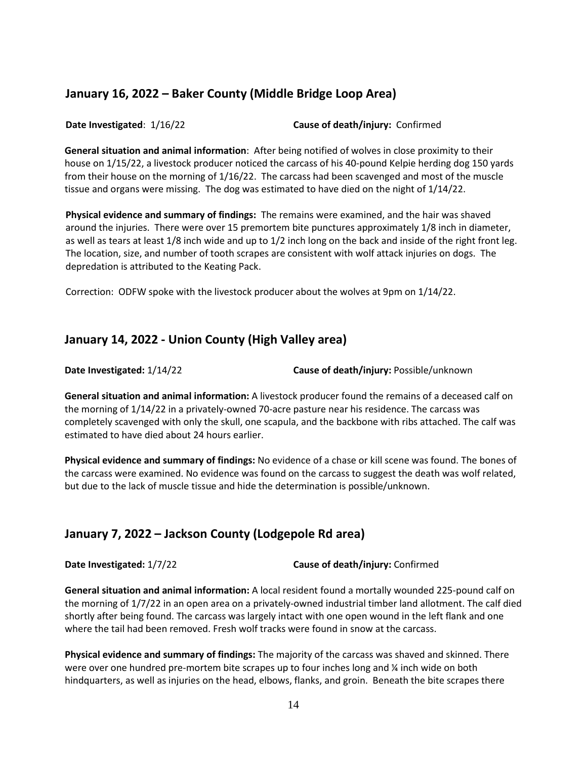## January 16, 2022 – Baker County (Middle Bridge Loop Area)

**Date Investigated**: 1/16/22 **Cause of death/injury:** Confirmed

**General situation and animal information**: After being notified of wolves in close proximity to their house on 1/15/22, a livestock producer noticed the carcass of his 40-pound Kelpie herding dog 150 yards from their house on the morning of 1/16/22. The carcass had been scavenged and most of the muscle tissue and organs were missing. The dog was estimated to have died on the night of 1/14/22.

**Physical evidence and summary of findings:** The remains were examined, and the hair was shaved around the injuries. There were over 15 premortem bite punctures approximately 1/8 inch in diameter, as well as tears at least 1/8 inch wide and up to 1/2 inch long on the back and inside of the right front leg. The location, size, and number of tooth scrapes are consistent with wolf attack injuries on dogs. The depredation is attributed to the Keating Pack.

Correction: ODFW spoke with the livestock producer about the wolves at 9pm on 1/14/22.

## January 14, 2022 - Union County (High Valley area)

**Date Investigated:** 1/14/22 **Cause of death/injury:** Possible/unknown

**General situation and animal information:** A livestock producer found the remains of a deceased calf on the morning of 1/14/22 in a privately-owned 70-acre pasture near his residence. The carcass was completely scavenged with only the skull, one scapula, and the backbone with ribs attached. The calf was estimated to have died about 24 hours earlier.

**Physical evidence and summary of findings:** No evidence of a chase or kill scene was found. The bones of the carcass were examined. No evidence was found on the carcass to suggest the death was wolf related, but due to the lack of muscle tissue and hide the determination is possible/unknown.

## January 7, 2022 – Jackson County (Lodgepole Rd area)

**Date Investigated:** 1/7/22 **Cause of death/injury:** Confirmed

**General situation and animal information:** A local resident found a mortally wounded 225-pound calf on the morning of 1/7/22 in an open area on a privately-owned industrial timber land allotment. The calf died shortly after being found. The carcass was largely intact with one open wound in the left flank and one where the tail had been removed. Fresh wolf tracks were found in snow at the carcass.

**Physical evidence and summary of findings:** The majority of the carcass was shaved and skinned. There were over one hundred pre-mortem bite scrapes up to four inches long and ¼ inch wide on both hindquarters, as well as injuries on the head, elbows, flanks, and groin. Beneath the bite scrapes there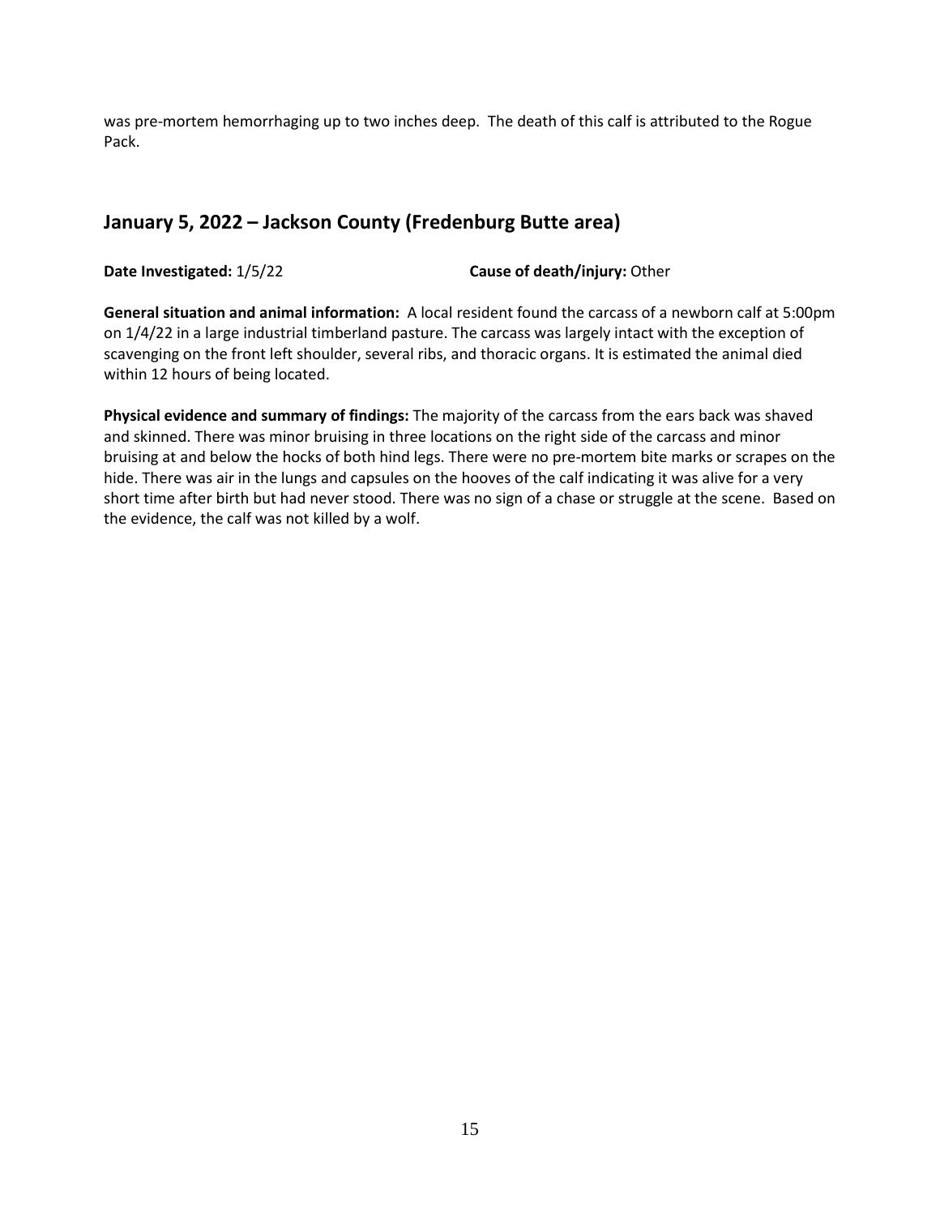was pre-mortem hemorrhaging up to two inches deep. The death of this calf is attributed to the Rogue Pack.

## January 5, 2022 – Jackson County (Fredenburg Butte area)

**Date Investigated:** 1/5/22 **Cause of death/injury:** Other

**General situation and animal information:** A local resident found the carcass of a newborn calf at 5:00pm on 1/4/22 in a large industrial timberland pasture. The carcass was largely intact with the exception of scavenging on the front left shoulder, several ribs, and thoracic organs. It is estimated the animal died within 12 hours of being located.

**Physical evidence and summary of findings:** The majority of the carcass from the ears back was shaved and skinned. There was minor bruising in three locations on the right side of the carcass and minor bruising at and below the hocks of both hind legs. There were no pre-mortem bite marks or scrapes on the hide. There was air in the lungs and capsules on the hooves of the calf indicating it was alive for a very short time after birth but had never stood. There was no sign of a chase or struggle at the scene. Based on the evidence, the calf was not killed by a wolf.